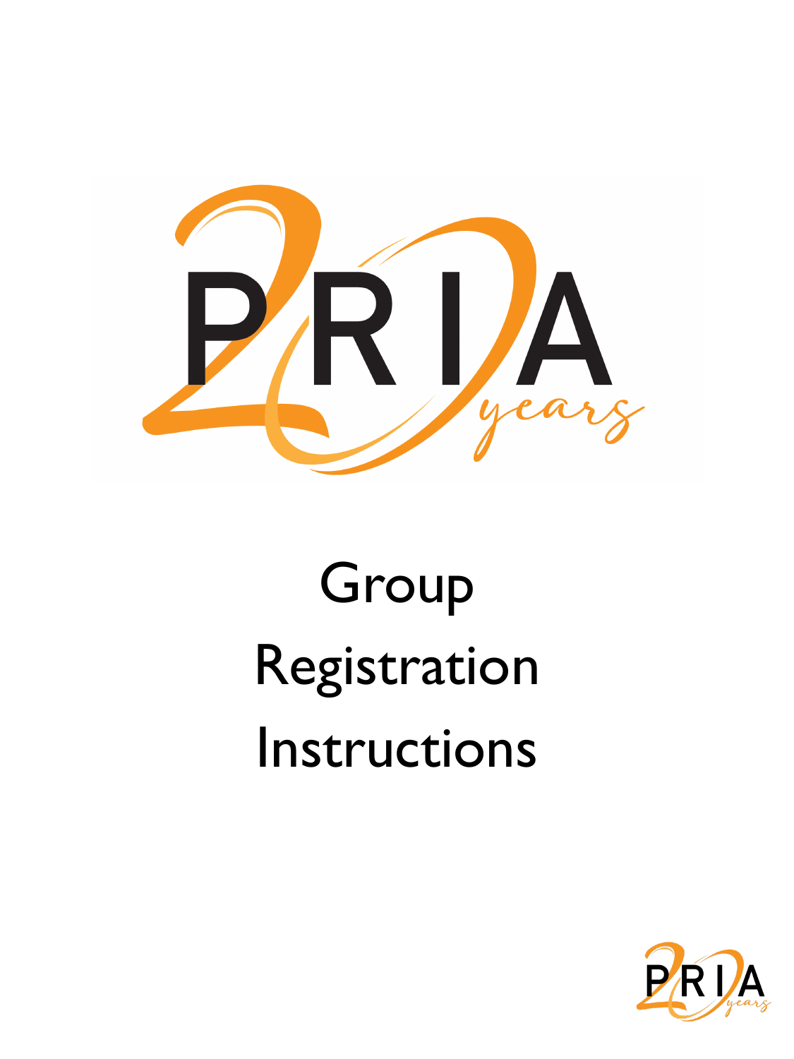# Group Registration Instructions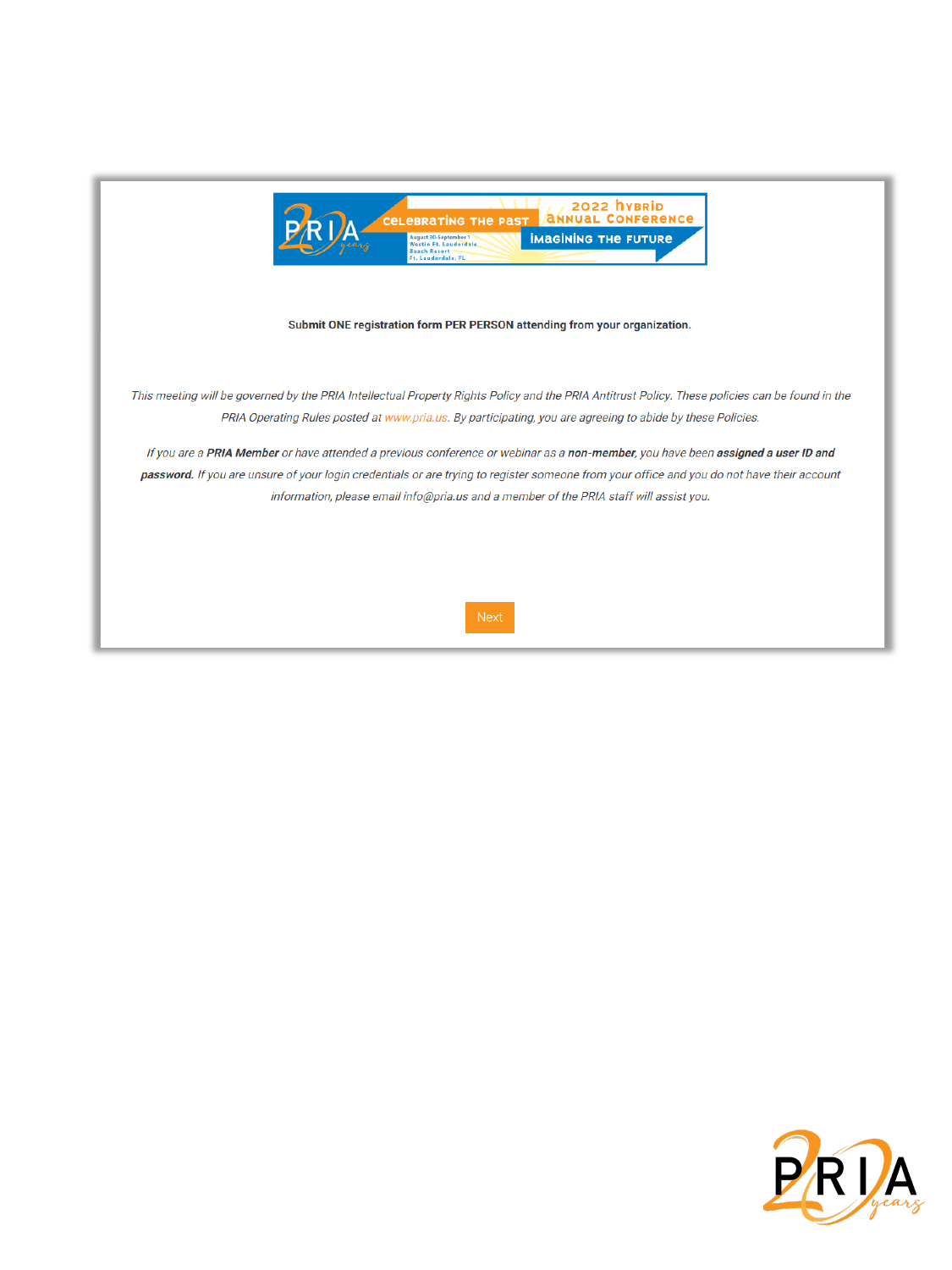**Submit ONE registration form PER PERSON attending from your organization.**

*This meeting will be governed by the PRIA Intellectual Property Rights Policy and the PRIA Antitrust Policy. These policies can be found in the PRIA Operating Rules posted at www.pria.us. By participating, you are agreeing to abide by these Policies.*

*If you are a **PRIA Member** or have attended a previous conference or webinar as a **non-member**, you have been **assigned a user ID and password.** If you are unsure of your login credentials or are trying to register someone from your office and you do not have their account information, please email info@pria.us and a member of the PRIA staff will assist you.*

Next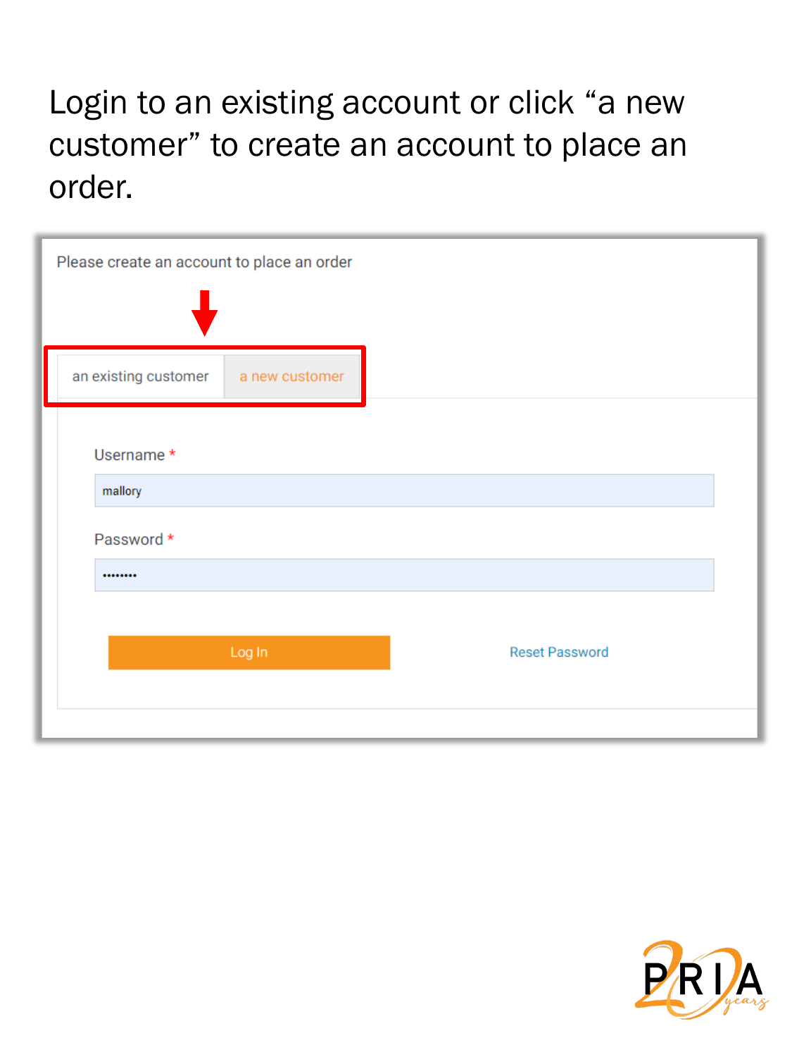Login to an existing account or click “a new customer” to create an account to place an order.

Please create an account to place an order

an existing customer | a new customer

Username *

mallory

Password *

••••••••

Log In

Reset Password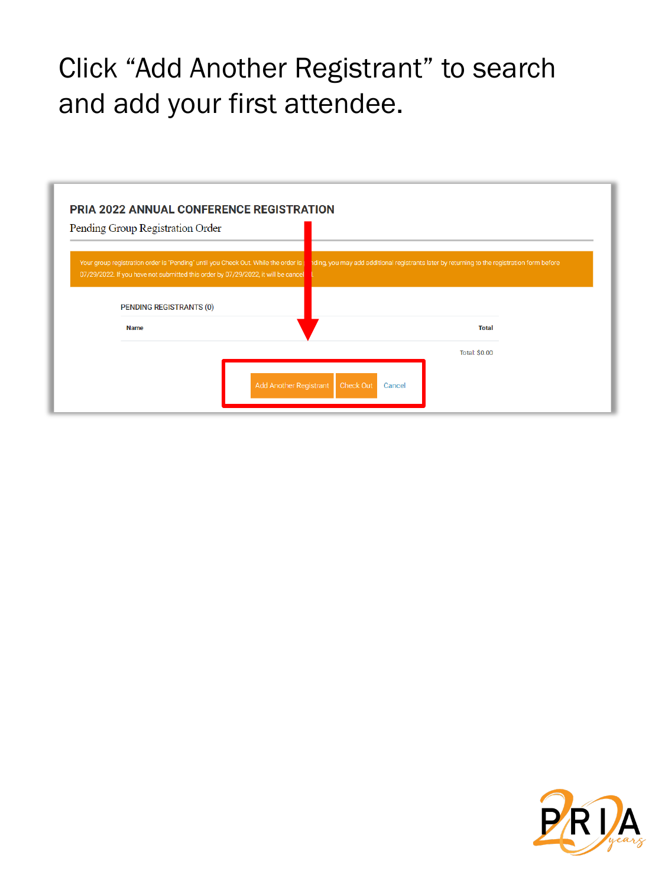Click "Add Another Registrant" to search and add your first attendee.

**PRIA 2022 ANNUAL CONFERENCE REGISTRATION**

Pending Group Registration Order

Your group registration order is "Pending" until you Check Out. While the order is pending, you may add additional registrants later by returning to the registration form before 07/29/2022. If you have not submitted this order by 07/29/2022, it will be cancelled.

PENDING REGISTRANTS (0)

| Name | Total |
| --- | --- |

Total: $0.00

Add Another Registrant | Check Out | Cancel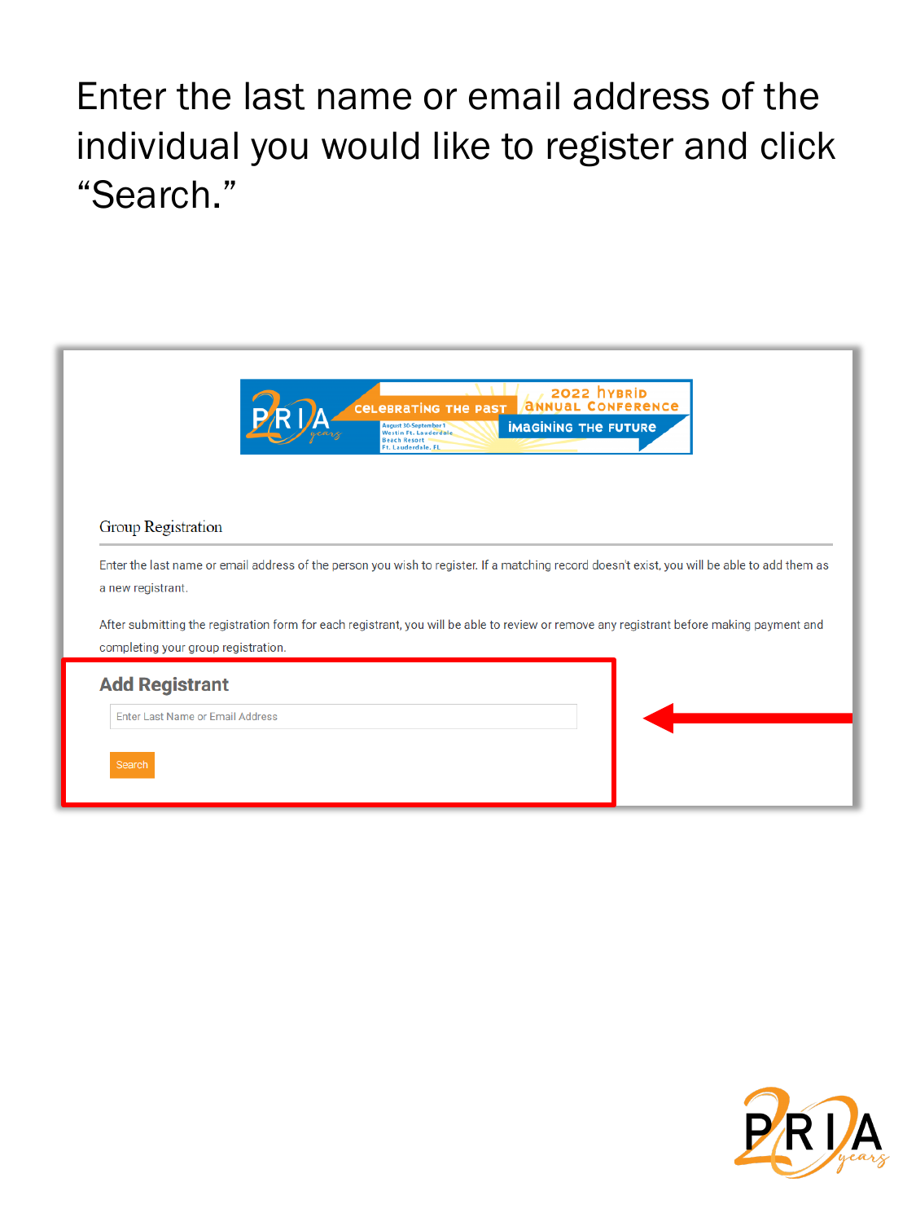Enter the last name or email address of the individual you would like to register and click "Search."

Group Registration

Enter the last name or email address of the person you wish to register. If a matching record doesn't exist, you will be able to add them as a new registrant.

After submitting the registration form for each registrant, you will be able to review or remove any registrant before making payment and completing your group registration.

**Add Registrant**

Enter Last Name or Email Address

Search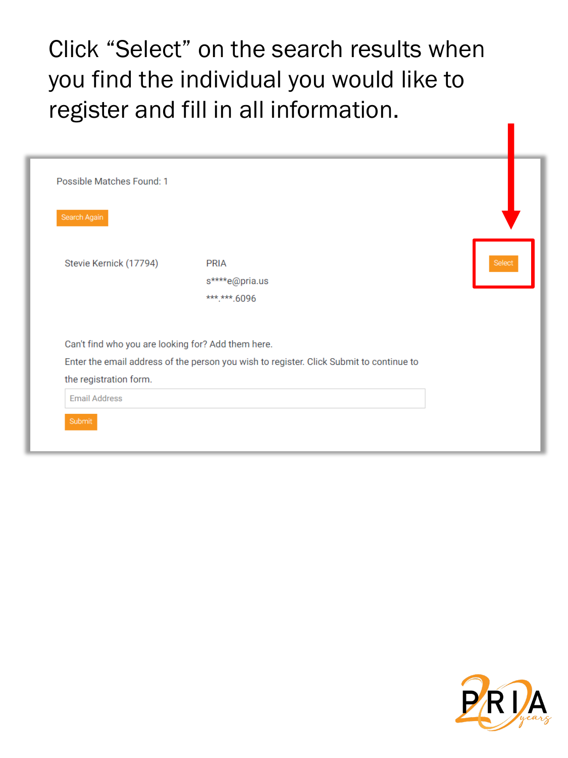Click “Select” on the search results when you find the individual you would like to register and fill in all information.

Possible Matches Found: 1

Search Again

Stevie Kernick (17794)

PRIA

s****e@pria.us

***.***.6096

Select

Can't find who you are looking for? Add them here.

Enter the email address of the person you wish to register. Click Submit to continue to the registration form.

Email Address

Submit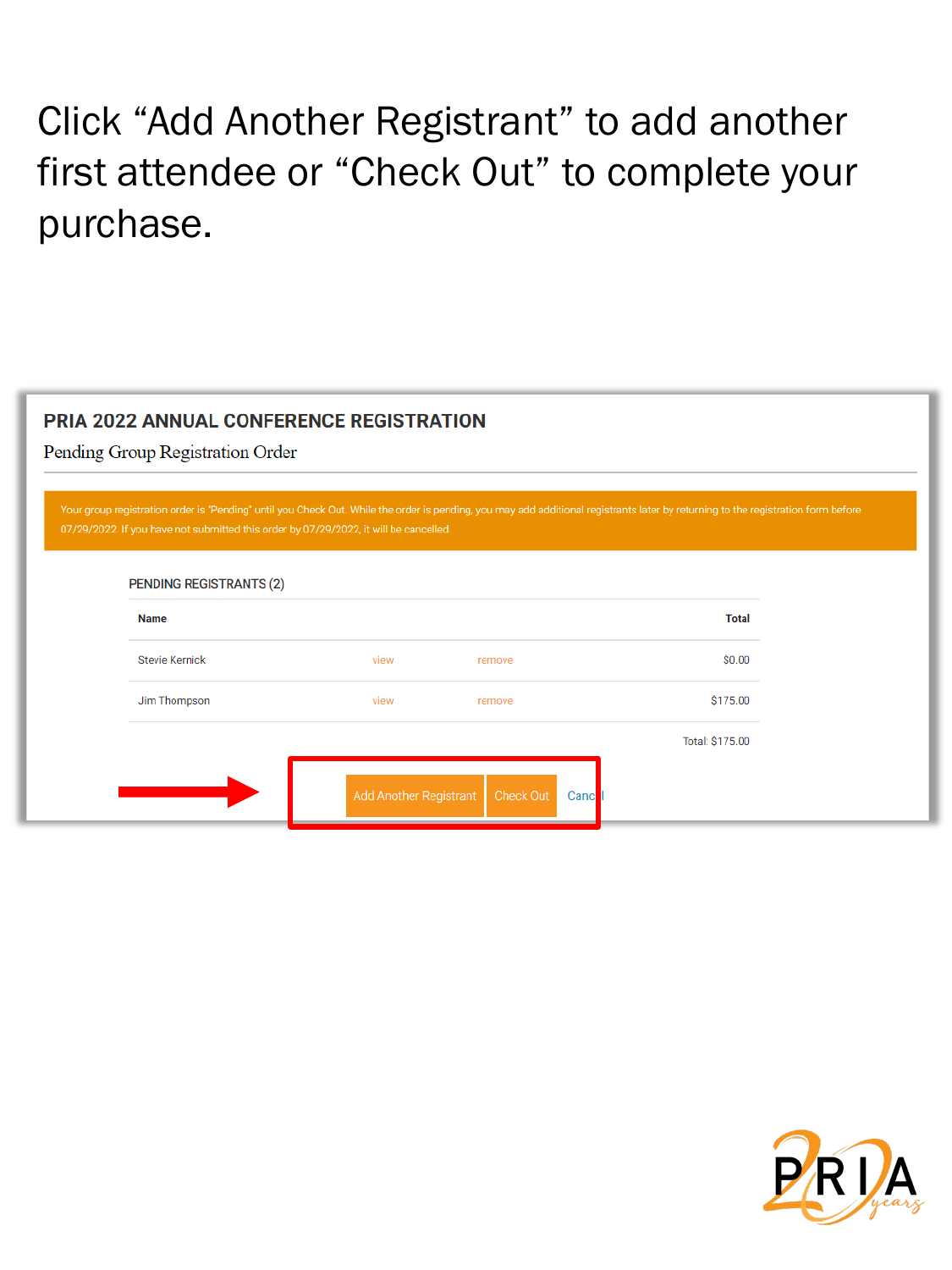Click "Add Another Registrant" to add another first attendee or "Check Out" to complete your purchase.

## PRIA 2022 ANNUAL CONFERENCE REGISTRATION

Pending Group Registration Order

Your group registration order is "Pending" until you Check Out. While the order is pending, you may add additional registrants later by returning to the registration form before 07/29/2022. If you have not submitted this order by 07/29/2022, it will be cancelled.

PENDING REGISTRANTS (2)

| Name | | | Total |
|---|---|---|---|
| Stevie Kernick | view | remove | $0.00 |
| Jim Thompson | view | remove | $175.00 |
| | | | Total: $175.00 |

Add Another Registrant | Check Out | Cancel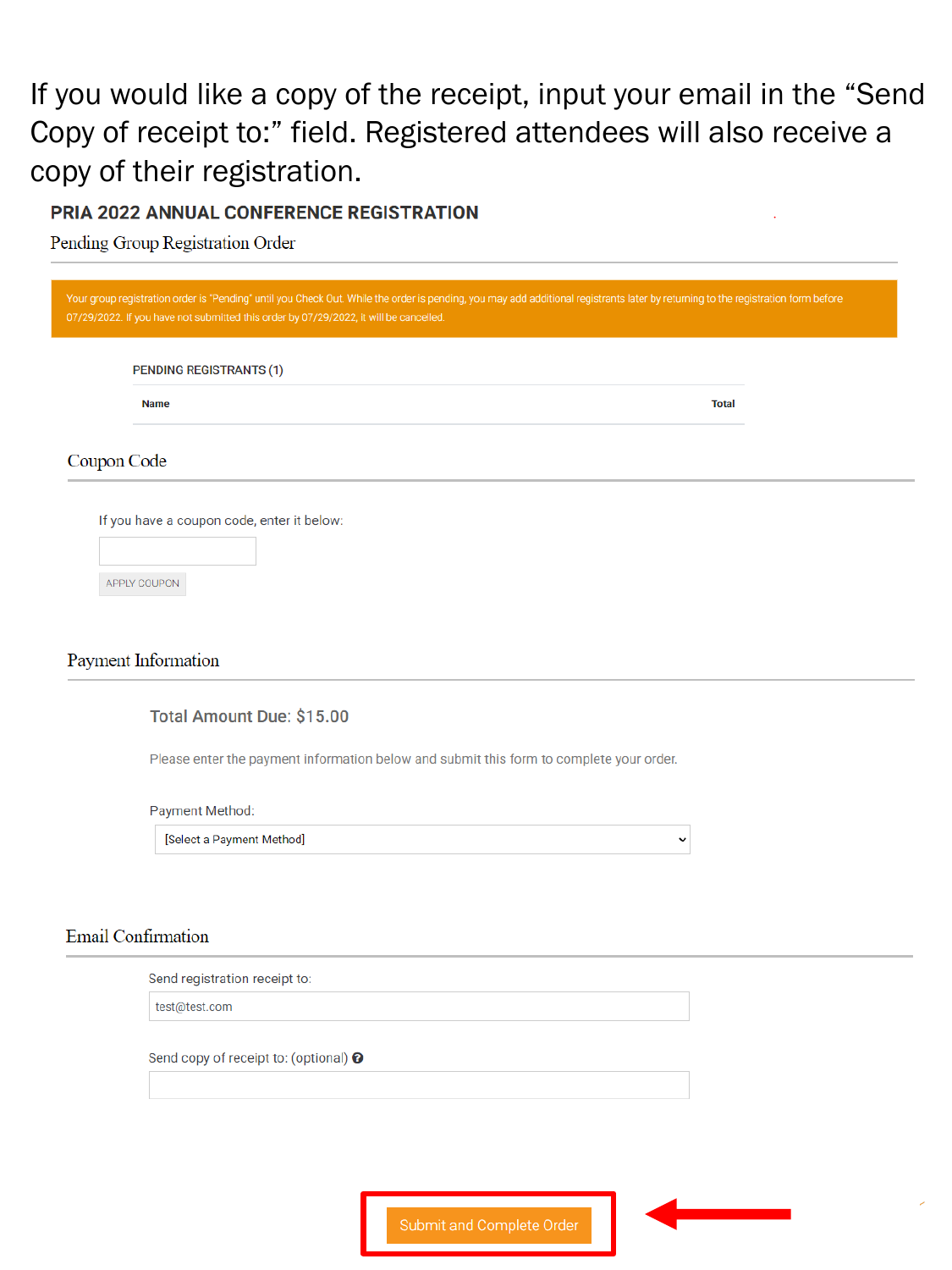If you would like a copy of the receipt, input your email in the "Send Copy of receipt to:" field. Registered attendees will also receive a copy of their registration.

## PRIA 2022 ANNUAL CONFERENCE REGISTRATION

### Pending Group Registration Order

Your group registration order is "Pending" until you Check Out. While the order is pending, you may add additional registrants later by returning to the registration form before 07/29/2022. If you have not submitted this order by 07/29/2022, it will be canceled.

PENDING REGISTRANTS (1)

| Name | Total |
| --- | --- |

### Coupon Code

If you have a coupon code, enter it below:

APPLY COUPON

### Payment Information

**Total Amount Due: $15.00**

Please enter the payment information below and submit this form to complete your order.

Payment Method:

[Select a Payment Method]

### Email Confirmation

Send registration receipt to:

test@test.com

Send copy of receipt to: (optional)

Submit and Complete Order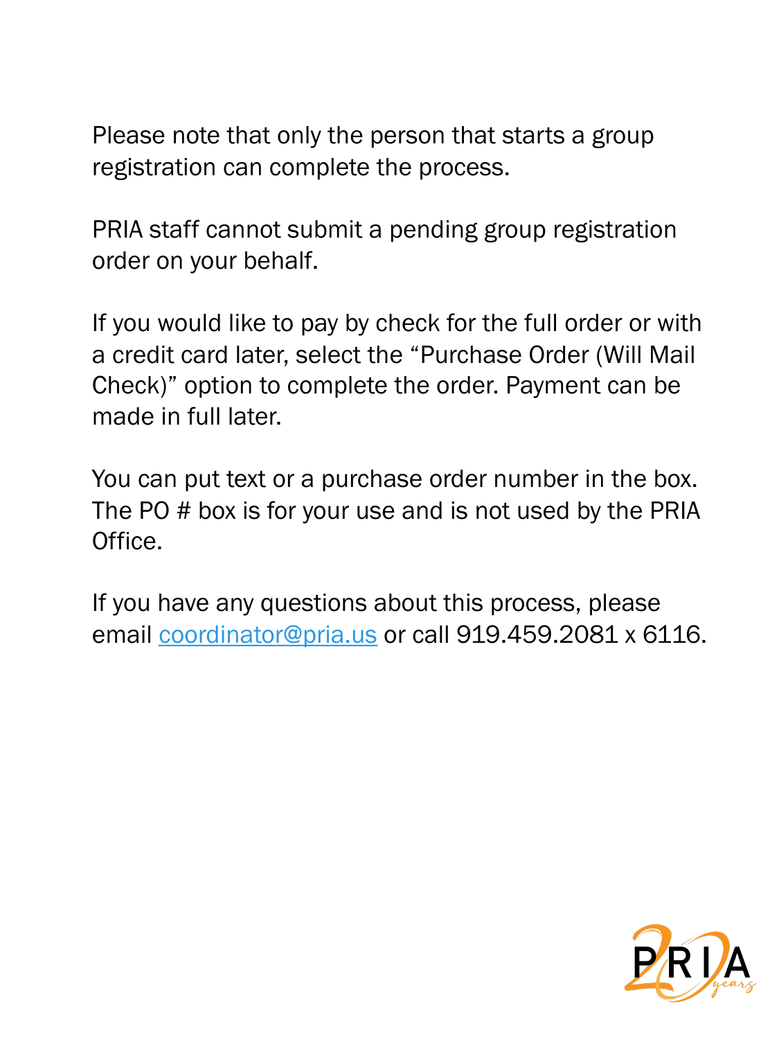Please note that only the person that starts a group registration can complete the process.

PRIA staff cannot submit a pending group registration order on your behalf.

If you would like to pay by check for the full order or with a credit card later, select the "Purchase Order (Will Mail Check)" option to complete the order. Payment can be made in full later.

You can put text or a purchase order number in the box. The PO # box is for your use and is not used by the PRIA Office.

If you have any questions about this process, please email coordinator@pria.us or call 919.459.2081 x 6116.